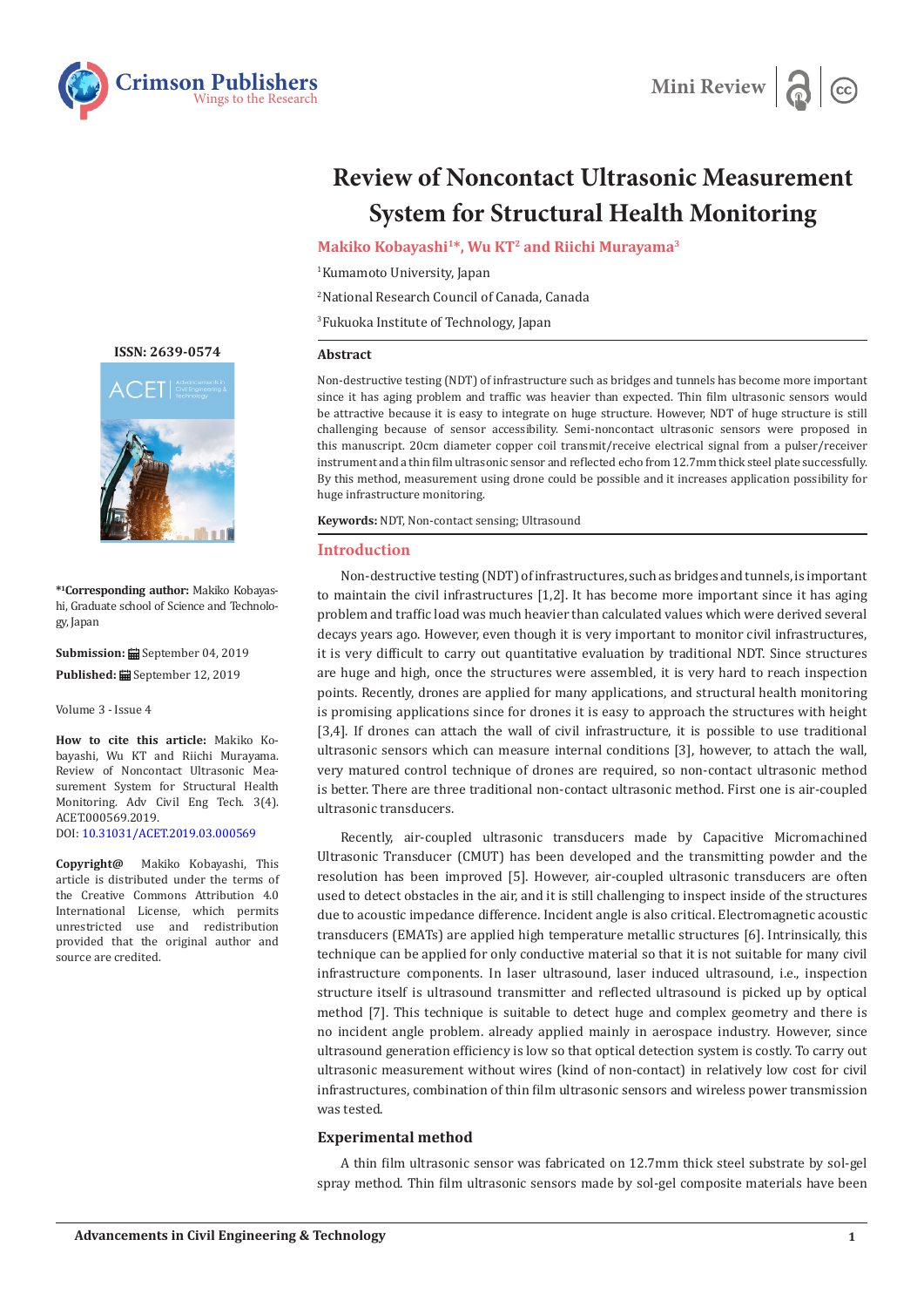Mini Review

# Review of Noncontact Ultrasonic Measurement System for Structural Health Monitoring

**Makiko Kobayashi[1]*, Wu KT[2] and Riichi Murayama[3]**

[1]Kumamoto University, Japan

[2]National Research Council of Canada, Canada

[3]Fukuoka Institute of Technology, Japan

ISSN: 2639-0574

**\*[1]Corresponding author:** Makiko Kobayashi, Graduate school of Science and Technology, Japan

**Submission:** September 04, 2019

**Published:** September 12, 2019

Volume 3 - Issue 4

**How to cite this article:** Makiko Kobayashi, Wu KT and Riichi Murayama. Review of Noncontact Ultrasonic Measurement System for Structural Health Monitoring. Adv Civil Eng Tech. 3(4). ACET.000569.2019.
DOI: 10.31031/ACET.2019.03.000569

**Copyright@** Makiko Kobayashi, This article is distributed under the terms of the Creative Commons Attribution 4.0 International License, which permits unrestricted use and redistribution provided that the original author and source are credited.

## Abstract

Non-destructive testing (NDT) of infrastructure such as bridges and tunnels has become more important since it has aging problem and traffic was much heavier than expected. Thin film ultrasonic sensors would be attractive because it is easy to integrate on huge structure. However, NDT of huge structure is still challenging because of sensor accessibility. Semi-noncontact ultrasonic sensors were proposed in this manuscript. 20cm diameter copper coil transmit/receive electrical signal from a pulser/receiver instrument and a thin film ultrasonic sensor and reflected echo from 12.7mm thick steel plate successfully. By this method, measurement using drone could be possible and it increases application possibility for huge infrastructure monitoring.

**Keywords:** NDT, Non-contact sensing; Ultrasound

## Introduction

Non-destructive testing (NDT) of infrastructures, such as bridges and tunnels, is important to maintain the civil infrastructures [1,2]. It has become more important since it has aging problem and traffic load was much heavier than calculated values which were derived several decays years ago. However, even though it is very important to monitor civil infrastructures, it is very difficult to carry out quantitative evaluation by traditional NDT. Since structures are huge and high, once the structures were assembled, it is very hard to reach inspection points. Recently, drones are applied for many applications, and structural health monitoring is promising applications since for drones it is easy to approach the structures with height [3,4]. If drones can attach the wall of civil infrastructure, it is possible to use traditional ultrasonic sensors which can measure internal conditions [3], however, to attach the wall, very matured control technique of drones are required, so non-contact ultrasonic method is better. There are three traditional non-contact ultrasonic method. First one is air-coupled ultrasonic transducers.

Recently, air-coupled ultrasonic transducers made by Capacitive Micromachined Ultrasonic Transducer (CMUT) has been developed and the transmitting powder and the resolution has been improved [5]. However, air-coupled ultrasonic transducers are often used to detect obstacles in the air, and it is still challenging to inspect inside of the structures due to acoustic impedance difference. Incident angle is also critical. Electromagnetic acoustic transducers (EMATs) are applied high temperature metallic structures [6]. Intrinsically, this technique can be applied for only conductive material so that it is not suitable for many civil infrastructure components. In laser ultrasound, laser induced ultrasound, i.e., inspection structure itself is ultrasound transmitter and reflected ultrasound is picked up by optical method [7]. This technique is suitable to detect huge and complex geometry and there is no incident angle problem. already applied mainly in aerospace industry. However, since ultrasound generation efficiency is low so that optical detection system is costly. To carry out ultrasonic measurement without wires (kind of non-contact) in relatively low cost for civil infrastructures, combination of thin film ultrasonic sensors and wireless power transmission was tested.

### Experimental method

A thin film ultrasonic sensor was fabricated on 12.7mm thick steel substrate by sol-gel spray method. Thin film ultrasonic sensors made by sol-gel composite materials have been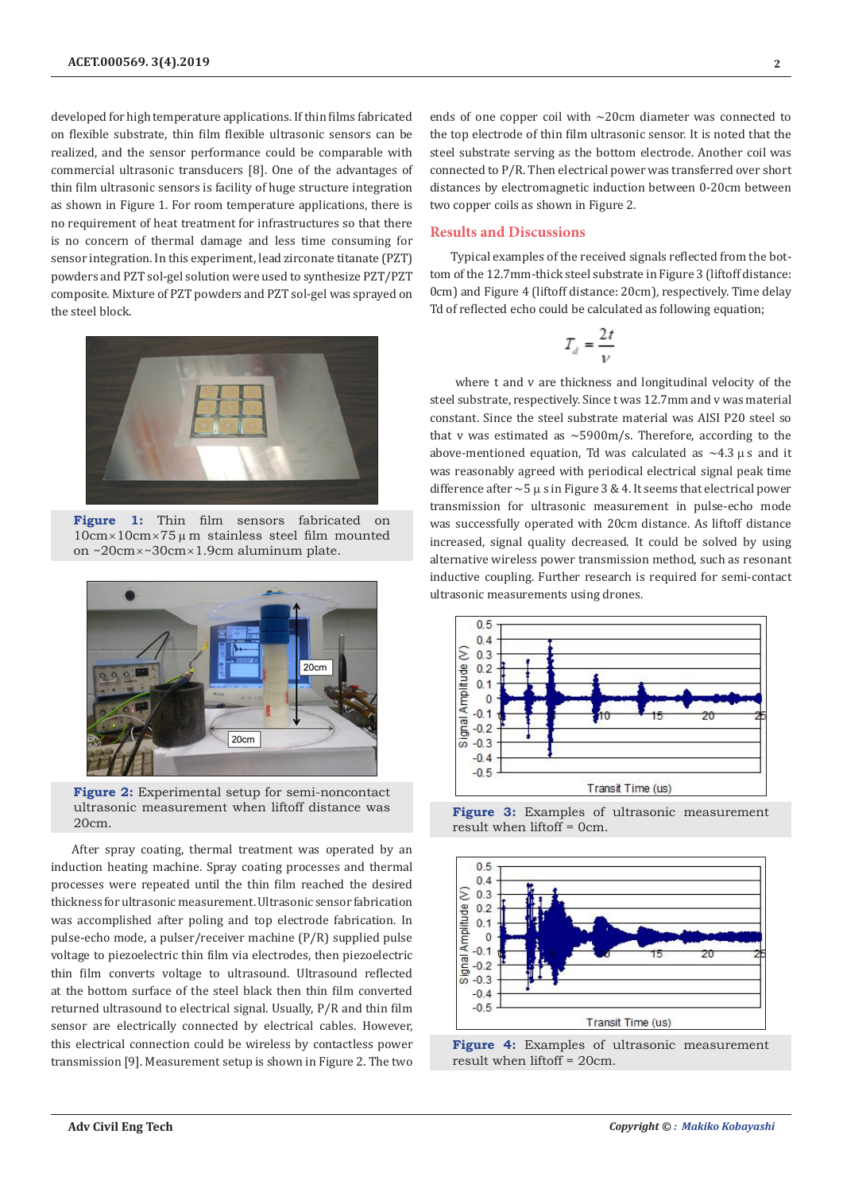developed for high temperature applications. If thin films fabricated on flexible substrate, thin film flexible ultrasonic sensors can be realized, and the sensor performance could be comparable with commercial ultrasonic transducers [8]. One of the advantages of thin film ultrasonic sensors is facility of huge structure integration as shown in Figure 1. For room temperature applications, there is no requirement of heat treatment for infrastructures so that there is no concern of thermal damage and less time consuming for sensor integration. In this experiment, lead zirconate titanate (PZT) powders and PZT sol-gel solution were used to synthesize PZT/PZT composite. Mixture of PZT powders and PZT sol-gel was sprayed on the steel block.

**Figure 1:** Thin film sensors fabricated on 10cm×10cm×75μm stainless steel film mounted on ~20cm×~30cm×1.9cm aluminum plate.

**Figure 2:** Experimental setup for semi-noncontact ultrasonic measurement when liftoff distance was 20cm.

After spray coating, thermal treatment was operated by an induction heating machine. Spray coating processes and thermal processes were repeated until the thin film reached the desired thickness for ultrasonic measurement. Ultrasonic sensor fabrication was accomplished after poling and top electrode fabrication. In pulse-echo mode, a pulser/receiver machine (P/R) supplied pulse voltage to piezoelectric thin film via electrodes, then piezoelectric thin film converts voltage to ultrasound. Ultrasound reflected at the bottom surface of the steel black then thin film converted returned ultrasound to electrical signal. Usually, P/R and thin film sensor are electrically connected by electrical cables. However, this electrical connection could be wireless by contactless power transmission [9]. Measurement setup is shown in Figure 2. The two ends of one copper coil with ~20cm diameter was connected to the top electrode of thin film ultrasonic sensor. It is noted that the steel substrate serving as the bottom electrode. Another coil was connected to P/R. Then electrical power was transferred over short distances by electromagnetic induction between 0-20cm between two copper coils as shown in Figure 2.

## Results and Discussions

Typical examples of the received signals reflected from the bottom of the 12.7mm-thick steel substrate in Figure 3 (liftoff distance: 0cm) and Figure 4 (liftoff distance: 20cm), respectively. Time delay Td of reflected echo could be calculated as following equation;

$$T_d = \frac{2t}{v}$$

where t and v are thickness and longitudinal velocity of the steel substrate, respectively. Since t was 12.7mm and v was material constant. Since the steel substrate material was AISI P20 steel so that v was estimated as ~5900m/s. Therefore, according to the above-mentioned equation, Td was calculated as ~4.3 μs and it was reasonably agreed with periodical electrical signal peak time difference after ~5 μs in Figure 3 & 4. It seems that electrical power transmission for ultrasonic measurement in pulse-echo mode was successfully operated with 20cm distance. As liftoff distance increased, signal quality decreased. It could be solved by using alternative wireless power transmission method, such as resonant inductive coupling. Further research is required for semi-contact ultrasonic measurements using drones.

**Figure 3:** Examples of ultrasonic measurement result when liftoff = 0cm.

**Figure 4:** Examples of ultrasonic measurement result when liftoff = 20cm.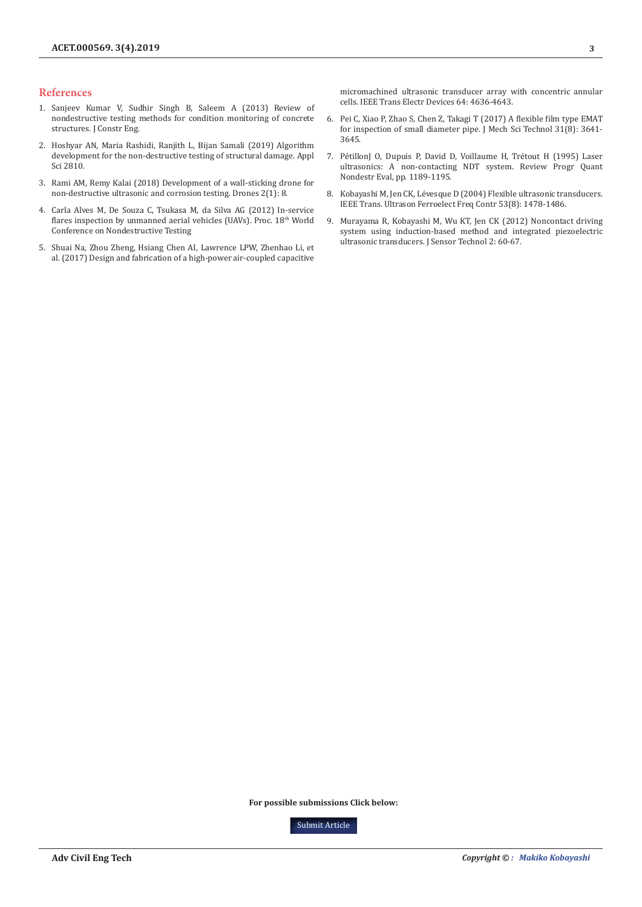## References

1. Sanjeev Kumar V, Sudhir Singh B, Saleem A (2013) Review of nondestructive testing methods for condition monitoring of concrete structures. J Constr Eng.
2. Hoshyar AN, Maria Rashidi, Ranjith L, Bijan Samali (2019) Algorithm development for the non-destructive testing of structural damage. Appl Sci 2810.
3. Rami AM, Remy Kalai (2018) Development of a wall-sticking drone for non-destructive ultrasonic and corrosion testing. Drones 2(1): 8.
4. Carla Alves M, De Souza C, Tsukasa M, da Silva AG (2012) In-service flares inspection by unmanned aerial vehicles (UAVs). Proc. 18th World Conference on Nondestructive Testing
5. Shuai Na, Zhou Zheng, Hsiang Chen AI, Lawrence LPW, Zhenhao Li, et al. (2017) Design and fabrication of a high-power air-coupled capacitive micromachined ultrasonic transducer array with concentric annular cells. IEEE Trans Electr Devices 64: 4636-4643.
6. Pei C, Xiao P, Zhao S, Chen Z, Takagi T (2017) A flexible film type EMAT for inspection of small diameter pipe. J Mech Sci Technol 31(8): 3641-3645.
7. PétillonJ O, Dupuis P, David D, Voillaume H, Trétout H (1995) Laser ultrasonics: A non-contacting NDT system. Review Progr Quant Nondestr Eval, pp. 1189-1195.
8. Kobayashi M, Jen CK, Lévesque D (2004) Flexible ultrasonic transducers. IEEE Trans. Ultrason Ferroelect Freq Contr 53(8): 1478-1486.
9. Murayama R, Kobayashi M, Wu KT, Jen CK (2012) Noncontact driving system using induction-based method and integrated piezoelectric ultrasonic transducers. J Sensor Technol 2: 60-67.

**For possible submissions Click below:**

Submit Article